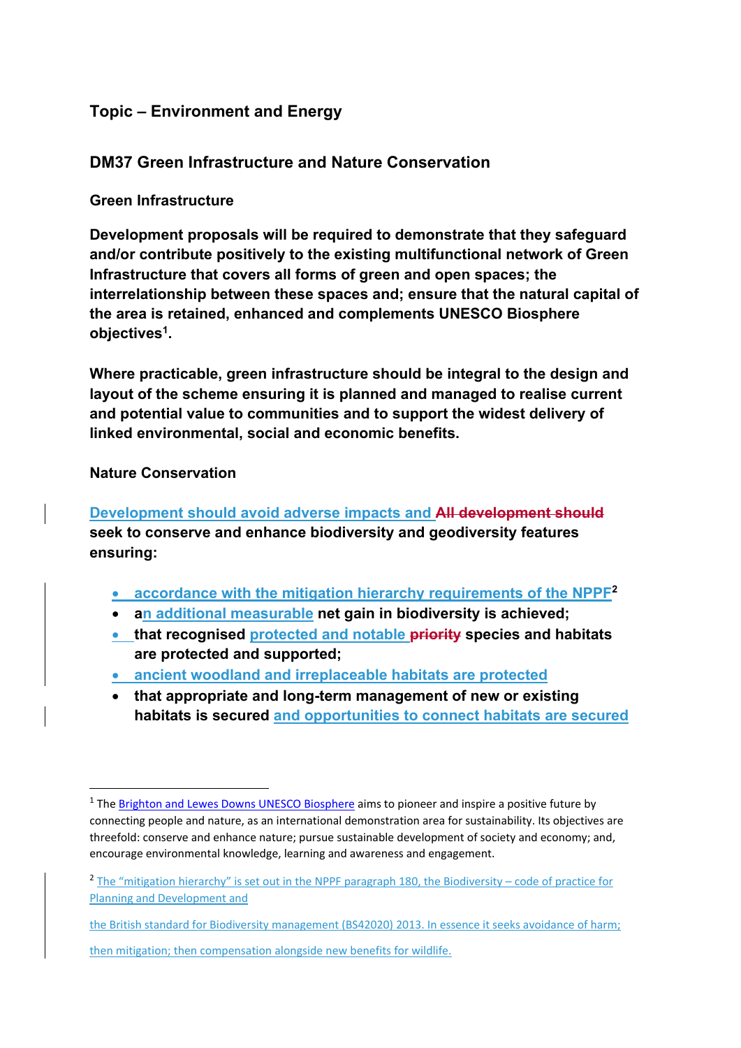## Topic – Environment and Energy

### DM37 Green Infrastructure and Nature Conservation

**Green Infrastructure**

**Development proposals will be required to demonstrate that they safeguard and/or contribute positively to the existing multifunctional network of Green Infrastructure that covers all forms of green and open spaces; the interrelationship between these spaces and; ensure that the natural capital of the area is retained, enhanced and complements UNESCO Biosphere objectives[1].**

**Where practicable, green infrastructure should be integral to the design and layout of the scheme ensuring it is planned and managed to realise current and potential value to communities and to support the widest delivery of linked environmental, social and economic benefits.**

**Nature Conservation**

**Development should avoid adverse impacts and ~~All development should~~ seek to conserve and enhance biodiversity and geodiversity features ensuring:**

- **accordance with the mitigation hierarchy requirements of the NPPF[2]**
- **an additional measurable net gain in biodiversity is achieved;**
- **that recognised protected and notable ~~priority~~ species and habitats are protected and supported;**
- **ancient woodland and irreplaceable habitats are protected**
- **that appropriate and long-term management of new or existing habitats is secured and opportunities to connect habitats are secured**

---

[1] The Brighton and Lewes Downs UNESCO Biosphere aims to pioneer and inspire a positive future by connecting people and nature, as an international demonstration area for sustainability. Its objectives are threefold: conserve and enhance nature; pursue sustainable development of society and economy; and, encourage environmental knowledge, learning and awareness and engagement.

[2] The "mitigation hierarchy" is set out in the NPPF paragraph 180, the Biodiversity – code of practice for Planning and Development and the British standard for Biodiversity management (BS42020) 2013. In essence it seeks avoidance of harm; then mitigation; then compensation alongside new benefits for wildlife.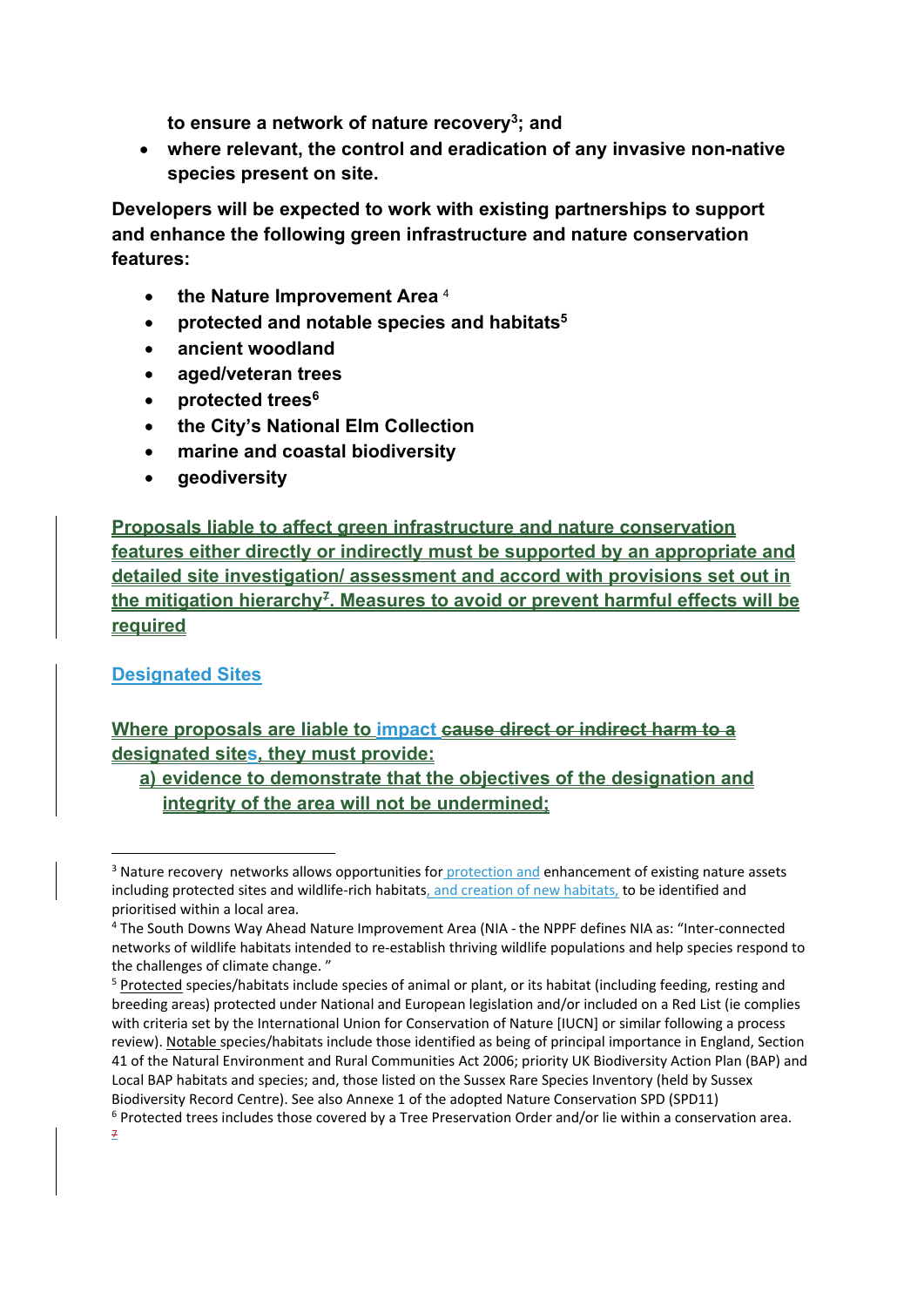**to ensure a network of nature recovery[3]; and**

- **where relevant, the control and eradication of any invasive non-native species present on site.**

**Developers will be expected to work with existing partnerships to support and enhance the following green infrastructure and nature conservation features:**

- **the Nature Improvement Area** [4]
- **protected and notable species and habitats[5]**
- **ancient woodland**
- **aged/veteran trees**
- **protected trees[6]**
- **the City's National Elm Collection**
- **marine and coastal biodiversity**
- **geodiversity**

**Proposals liable to affect green infrastructure and nature conservation features either directly or indirectly must be supported by an appropriate and detailed site investigation/ assessment and accord with provisions set out in the mitigation hierarchy[7]. Measures to avoid or prevent harmful effects will be required**

**Designated Sites**

**Where proposals are liable to impact ~~cause direct or indirect harm to a~~ designated sites, they must provide:**

**a) evidence to demonstrate that the objectives of the designation and integrity of the area will not be undermined;**

---

[3] Nature recovery networks allows opportunities for protection and enhancement of existing nature assets including protected sites and wildlife-rich habitats, and creation of new habitats, to be identified and prioritised within a local area.

[4] The South Downs Way Ahead Nature Improvement Area (NIA - the NPPF defines NIA as: "Inter-connected networks of wildlife habitats intended to re-establish thriving wildlife populations and help species respond to the challenges of climate change. "

[5] Protected species/habitats include species of animal or plant, or its habitat (including feeding, resting and breeding areas) protected under National and European legislation and/or included on a Red List (ie complies with criteria set by the International Union for Conservation of Nature [IUCN] or similar following a process review). Notable species/habitats include those identified as being of principal importance in England, Section 41 of the Natural Environment and Rural Communities Act 2006; priority UK Biodiversity Action Plan (BAP) and Local BAP habitats and species; and, those listed on the Sussex Rare Species Inventory (held by Sussex Biodiversity Record Centre). See also Annexe 1 of the adopted Nature Conservation SPD (SPD11)

[6] Protected trees includes those covered by a Tree Preservation Order and/or lie within a conservation area.

[7]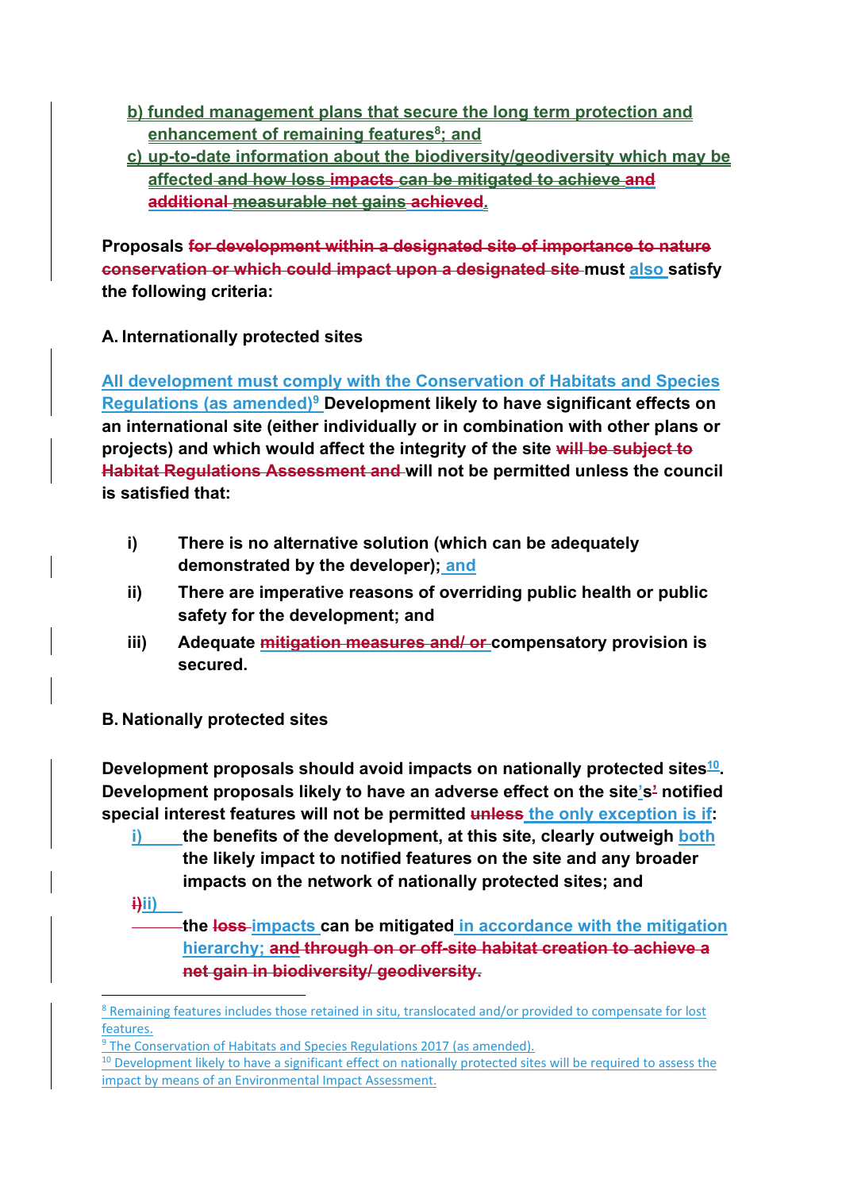b) funded management plans that secure the long term protection and enhancement of remaining features[8]; and

c) up-to-date information about the biodiversity/geodiversity which may be affected and how loss impacts can be mitigated to achieve and additional measurable net gains achieved.

**Proposals for development within a designated site of importance to nature conservation or which could impact upon a designated site must also satisfy the following criteria:**

**A. Internationally protected sites**

**All development must comply with the Conservation of Habitats and Species Regulations (as amended)[9] Development likely to have significant effects on an international site (either individually or in combination with other plans or projects) and which would affect the integrity of the site will be subject to Habitat Regulations Assessment and will not be permitted unless the council is satisfied that:**

- **i) There is no alternative solution (which can be adequately demonstrated by the developer); and**
- **ii) There are imperative reasons of overriding public health or public safety for the development; and**
- **iii) Adequate mitigation measures and/ or compensatory provision is secured.**

**B. Nationally protected sites**

**Development proposals should avoid impacts on nationally protected sites[10]. Development proposals likely to have an adverse effect on the site's' notified special interest features will not be permitted unless the only exception is if:**

- **i) the benefits of the development, at this site, clearly outweigh both the likely impact to notified features on the site and any broader impacts on the network of nationally protected sites; and**
- **i)ii) the loss impacts can be mitigated in accordance with the mitigation hierarchy; and through on or off-site habitat creation to achieve a net gain in biodiversity/ geodiversity.**

---

[8] Remaining features includes those retained in situ, translocated and/or provided to compensate for lost features.

[9] The Conservation of Habitats and Species Regulations 2017 (as amended).

[10] Development likely to have a significant effect on nationally protected sites will be required to assess the impact by means of an Environmental Impact Assessment.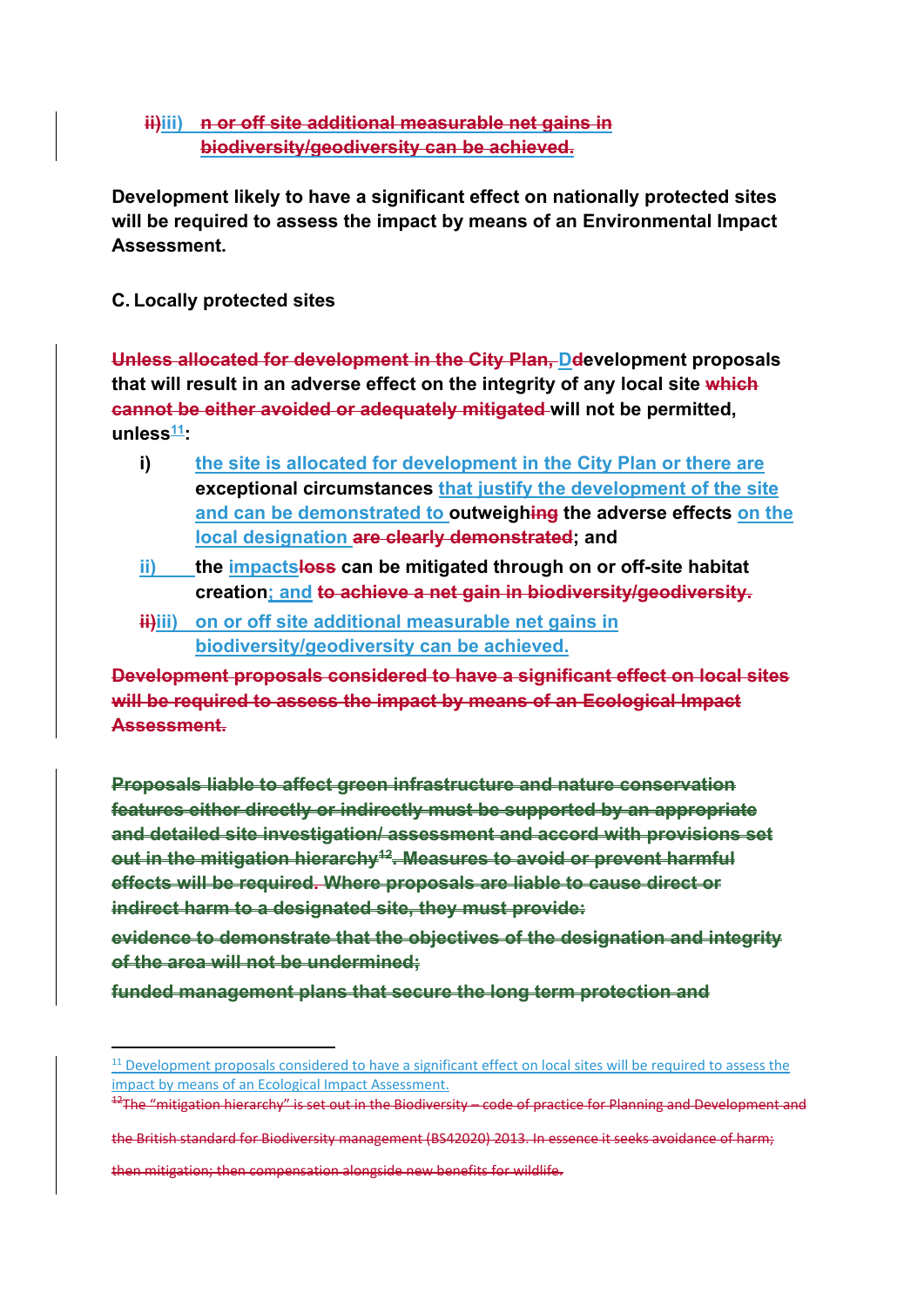~~ii)~~iii) ~~n or off site additional measurable net gains in biodiversity/geodiversity can be achieved.~~

**Development likely to have a significant effect on nationally protected sites will be required to assess the impact by means of an Environmental Impact Assessment.**

**C. Locally protected sites**

~~**Unless allocated for development in the City Plan,**~~ **Development proposals that will result in an adverse effect on the integrity of any local site** ~~**which cannot be either avoided or adequately mitigated**~~ **will not be permitted, unless**[11]**:**

- **i)** the site is allocated for development in the City Plan or there are **exceptional circumstances** that justify the development of the site and can be demonstrated to **outweigh**~~**ing**~~ **the adverse effects** on the local designation ~~**are clearly demonstrated**~~**; and**
- ii) **the** impacts~~**loss**~~ **can be mitigated through on or off-site habitat creation**; and ~~**to achieve a net gain in biodiversity/geodiversity.**~~
- ~~ii)~~iii) on or off site additional measurable net gains in biodiversity/geodiversity can be achieved.

~~**Development proposals considered to have a significant effect on local sites will be required to assess the impact by means of an Ecological Impact Assessment.**~~

~~**Proposals liable to affect green infrastructure and nature conservation features either directly or indirectly must be supported by an appropriate and detailed site investigation/ assessment and accord with provisions set out in the mitigation hierarchy**[12]**. Measures to avoid or prevent harmful effects will be required. Where proposals are liable to cause direct or indirect harm to a designated site, they must provide:**~~

~~**evidence to demonstrate that the objectives of the designation and integrity of the area will not be undermined;**~~

~~**funded management plans that secure the long term protection and**~~

---

[11] Development proposals considered to have a significant effect on local sites will be required to assess the impact by means of an Ecological Impact Assessment.

~~[12] The "mitigation hierarchy" is set out in the Biodiversity – code of practice for Planning and Development and the British standard for Biodiversity management (BS42020) 2013. In essence it seeks avoidance of harm; then mitigation; then compensation alongside new benefits for wildlife.~~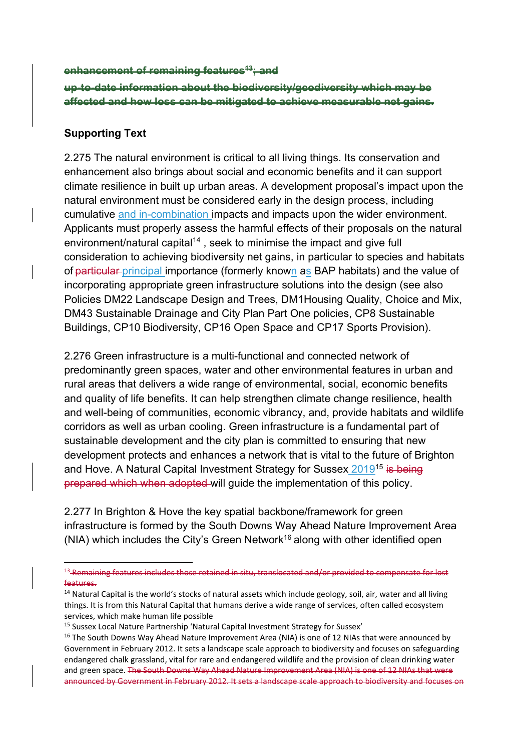~~**enhancement of remaining features[13]; and**~~

~~**up-to-date information about the biodiversity/geodiversity which may be affected and how loss can be mitigated to achieve measurable net gains.**~~

**Supporting Text**

2.275 The natural environment is critical to all living things. Its conservation and enhancement also brings about social and economic benefits and it can support climate resilience in built up urban areas. A development proposal's impact upon the natural environment must be considered early in the design process, including cumulative and in-combination impacts and impacts upon the wider environment. Applicants must properly assess the harmful effects of their proposals on the natural environment/natural capital[14] , seek to minimise the impact and give full consideration to achieving biodiversity net gains, in particular to species and habitats of ~~particular~~ principal importance (formerly known as BAP habitats) and the value of incorporating appropriate green infrastructure solutions into the design (see also Policies DM22 Landscape Design and Trees, DM1Housing Quality, Choice and Mix, DM43 Sustainable Drainage and City Plan Part One policies, CP8 Sustainable Buildings, CP10 Biodiversity, CP16 Open Space and CP17 Sports Provision).

2.276 Green infrastructure is a multi-functional and connected network of predominantly green spaces, water and other environmental features in urban and rural areas that delivers a wide range of environmental, social, economic benefits and quality of life benefits. It can help strengthen climate change resilience, health and well-being of communities, economic vibrancy, and, provide habitats and wildlife corridors as well as urban cooling. Green infrastructure is a fundamental part of sustainable development and the city plan is committed to ensuring that new development protects and enhances a network that is vital to the future of Brighton and Hove. A Natural Capital Investment Strategy for Sussex 2019[15] ~~is being prepared which when adopted~~ will guide the implementation of this policy.

2.277 In Brighton & Hove the key spatial backbone/framework for green infrastructure is formed by the South Downs Way Ahead Nature Improvement Area (NIA) which includes the City's Green Network[16] along with other identified open

---

~~[13] Remaining features includes those retained in situ, translocated and/or provided to compensate for lost features.~~

[14] Natural Capital is the world's stocks of natural assets which include geology, soil, air, water and all living things. It is from this Natural Capital that humans derive a wide range of services, often called ecosystem services, which make human life possible

[15] Sussex Local Nature Partnership 'Natural Capital Investment Strategy for Sussex'

[16] The South Downs Way Ahead Nature Improvement Area (NIA) is one of 12 NIAs that were announced by Government in February 2012. It sets a landscape scale approach to biodiversity and focuses on safeguarding endangered chalk grassland, vital for rare and endangered wildlife and the provision of clean drinking water and green space. ~~The South Downs Way Ahead Nature Improvement Area (NIA) is one of 12 NIAs that were announced by Government in February 2012. It sets a landscape scale approach to biodiversity and focuses on~~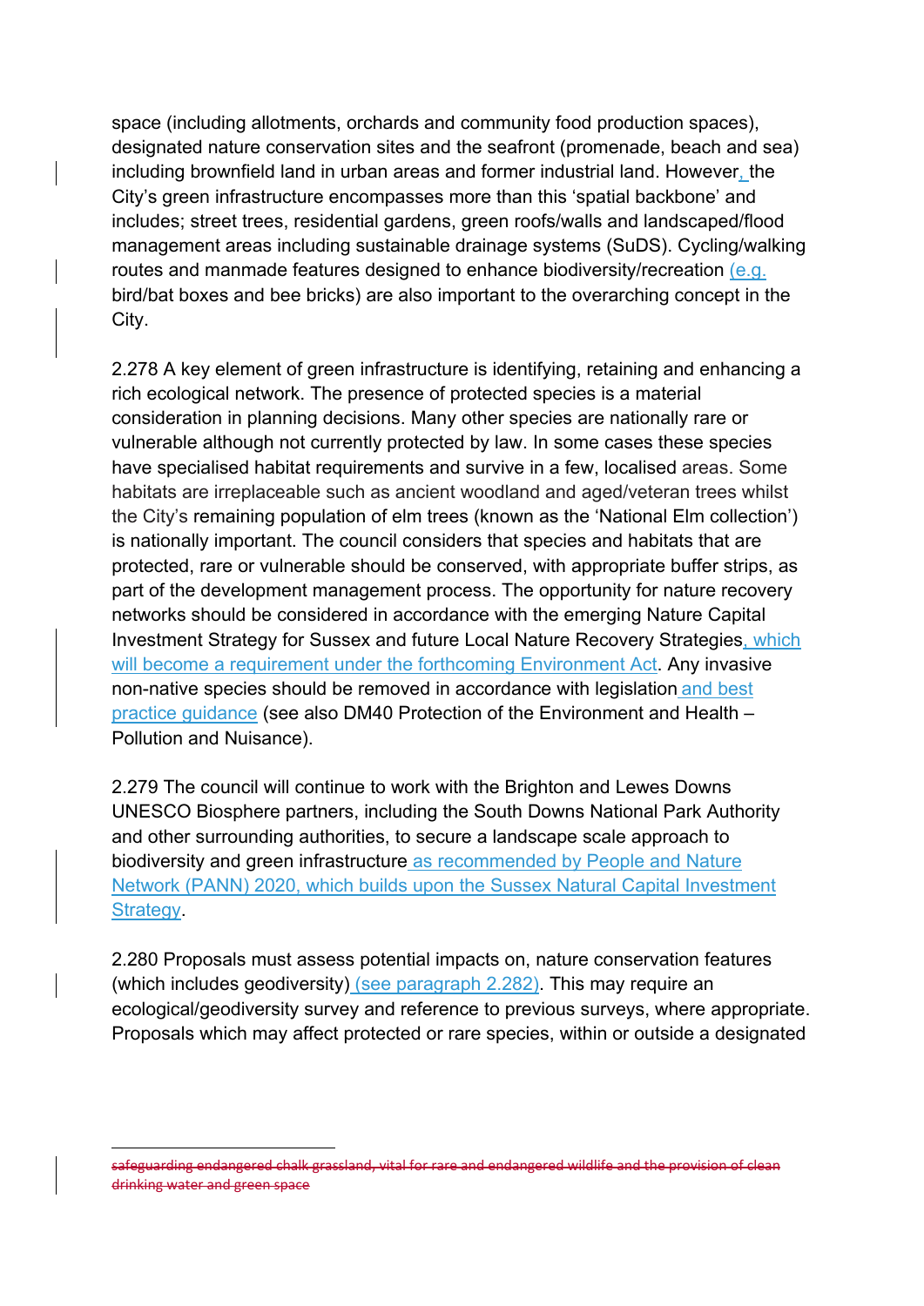space (including allotments, orchards and community food production spaces), designated nature conservation sites and the seafront (promenade, beach and sea) including brownfield land in urban areas and former industrial land. However, the City's green infrastructure encompasses more than this 'spatial backbone' and includes; street trees, residential gardens, green roofs/walls and landscaped/flood management areas including sustainable drainage systems (SuDS). Cycling/walking routes and manmade features designed to enhance biodiversity/recreation (e.g. bird/bat boxes and bee bricks) are also important to the overarching concept in the City.

2.278 A key element of green infrastructure is identifying, retaining and enhancing a rich ecological network. The presence of protected species is a material consideration in planning decisions. Many other species are nationally rare or vulnerable although not currently protected by law. In some cases these species have specialised habitat requirements and survive in a few, localised areas. Some habitats are irreplaceable such as ancient woodland and aged/veteran trees whilst the City's remaining population of elm trees (known as the 'National Elm collection') is nationally important. The council considers that species and habitats that are protected, rare or vulnerable should be conserved, with appropriate buffer strips, as part of the development management process. The opportunity for nature recovery networks should be considered in accordance with the emerging Nature Capital Investment Strategy for Sussex and future Local Nature Recovery Strategies, which will become a requirement under the forthcoming Environment Act. Any invasive non-native species should be removed in accordance with legislation and best practice guidance (see also DM40 Protection of the Environment and Health – Pollution and Nuisance).

2.279 The council will continue to work with the Brighton and Lewes Downs UNESCO Biosphere partners, including the South Downs National Park Authority and other surrounding authorities, to secure a landscape scale approach to biodiversity and green infrastructure as recommended by People and Nature Network (PANN) 2020, which builds upon the Sussex Natural Capital Investment Strategy.

2.280 Proposals must assess potential impacts on, nature conservation features (which includes geodiversity) (see paragraph 2.282). This may require an ecological/geodiversity survey and reference to previous surveys, where appropriate. Proposals which may affect protected or rare species, within or outside a designated

---

~~safeguarding endangered chalk grassland, vital for rare and endangered wildlife and the provision of clean drinking water and green space~~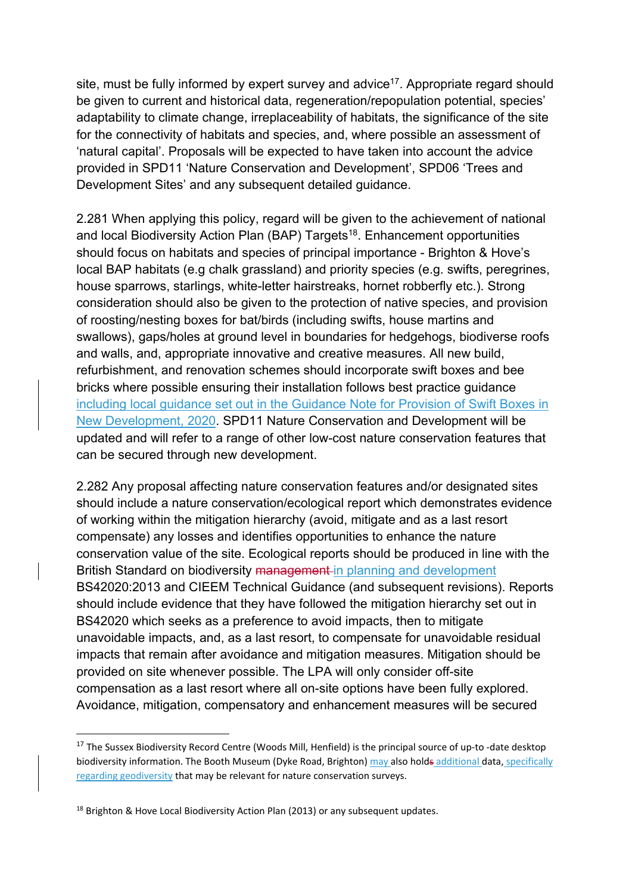site, must be fully informed by expert survey and advice[17]. Appropriate regard should be given to current and historical data, regeneration/repopulation potential, species' adaptability to climate change, irreplaceability of habitats, the significance of the site for the connectivity of habitats and species, and, where possible an assessment of 'natural capital'. Proposals will be expected to have taken into account the advice provided in SPD11 'Nature Conservation and Development', SPD06 'Trees and Development Sites' and any subsequent detailed guidance.

2.281 When applying this policy, regard will be given to the achievement of national and local Biodiversity Action Plan (BAP) Targets[18]. Enhancement opportunities should focus on habitats and species of principal importance - Brighton & Hove's local BAP habitats (e.g chalk grassland) and priority species (e.g. swifts, peregrines, house sparrows, starlings, white-letter hairstreaks, hornet robberfly etc.). Strong consideration should also be given to the protection of native species, and provision of roosting/nesting boxes for bat/birds (including swifts, house martins and swallows), gaps/holes at ground level in boundaries for hedgehogs, biodiverse roofs and walls, and, appropriate innovative and creative measures. All new build, refurbishment, and renovation schemes should incorporate swift boxes and bee bricks where possible ensuring their installation follows best practice guidance including local guidance set out in the Guidance Note for Provision of Swift Boxes in New Development, 2020. SPD11 Nature Conservation and Development will be updated and will refer to a range of other low-cost nature conservation features that can be secured through new development.

2.282 Any proposal affecting nature conservation features and/or designated sites should include a nature conservation/ecological report which demonstrates evidence of working within the mitigation hierarchy (avoid, mitigate and as a last resort compensate) any losses and identifies opportunities to enhance the nature conservation value of the site. Ecological reports should be produced in line with the British Standard on biodiversity ~~management~~ in planning and development BS42020:2013 and CIEEM Technical Guidance (and subsequent revisions). Reports should include evidence that they have followed the mitigation hierarchy set out in BS42020 which seeks as a preference to avoid impacts, then to mitigate unavoidable impacts, and, as a last resort, to compensate for unavoidable residual impacts that remain after avoidance and mitigation measures. Mitigation should be provided on site whenever possible. The LPA will only consider off-site compensation as a last resort where all on-site options have been fully explored. Avoidance, mitigation, compensatory and enhancement measures will be secured

---

[17] The Sussex Biodiversity Record Centre (Woods Mill, Henfield) is the principal source of up-to -date desktop biodiversity information. The Booth Museum (Dyke Road, Brighton) may also hold~~s~~ additional data, specifically regarding geodiversity that may be relevant for nature conservation surveys.

[18] Brighton & Hove Local Biodiversity Action Plan (2013) or any subsequent updates.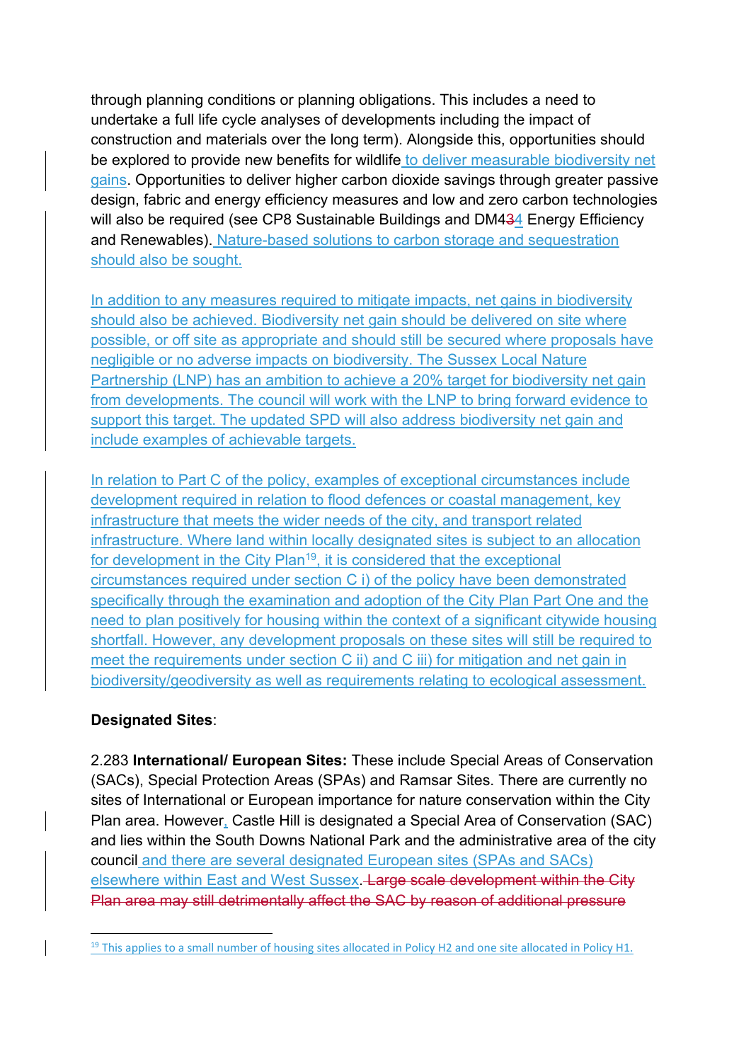through planning conditions or planning obligations. This includes a need to undertake a full life cycle analyses of developments including the impact of construction and materials over the long term). Alongside this, opportunities should be explored to provide new benefits for wildlife to deliver measurable biodiversity net gains. Opportunities to deliver higher carbon dioxide savings through greater passive design, fabric and energy efficiency measures and low and zero carbon technologies will also be required (see CP8 Sustainable Buildings and DM434 Energy Efficiency and Renewables). Nature-based solutions to carbon storage and sequestration should also be sought.

In addition to any measures required to mitigate impacts, net gains in biodiversity should also be achieved. Biodiversity net gain should be delivered on site where possible, or off site as appropriate and should still be secured where proposals have negligible or no adverse impacts on biodiversity. The Sussex Local Nature Partnership (LNP) has an ambition to achieve a 20% target for biodiversity net gain from developments. The council will work with the LNP to bring forward evidence to support this target. The updated SPD will also address biodiversity net gain and include examples of achievable targets.

In relation to Part C of the policy, examples of exceptional circumstances include development required in relation to flood defences or coastal management, key infrastructure that meets the wider needs of the city, and transport related infrastructure. Where land within locally designated sites is subject to an allocation for development in the City Plan[19], it is considered that the exceptional circumstances required under section C i) of the policy have been demonstrated specifically through the examination and adoption of the City Plan Part One and the need to plan positively for housing within the context of a significant citywide housing shortfall. However, any development proposals on these sites will still be required to meet the requirements under section C ii) and C iii) for mitigation and net gain in biodiversity/geodiversity as well as requirements relating to ecological assessment.

**Designated Sites**:

2.283 **International/ European Sites:** These include Special Areas of Conservation (SACs), Special Protection Areas (SPAs) and Ramsar Sites. There are currently no sites of International or European importance for nature conservation within the City Plan area. However, Castle Hill is designated a Special Area of Conservation (SAC) and lies within the South Downs National Park and the administrative area of the city council and there are several designated European sites (SPAs and SACs) elsewhere within East and West Sussex. ~~Large scale development within the City Plan area may still detrimentally affect the SAC by reason of additional pressure~~

---

[19] This applies to a small number of housing sites allocated in Policy H2 and one site allocated in Policy H1.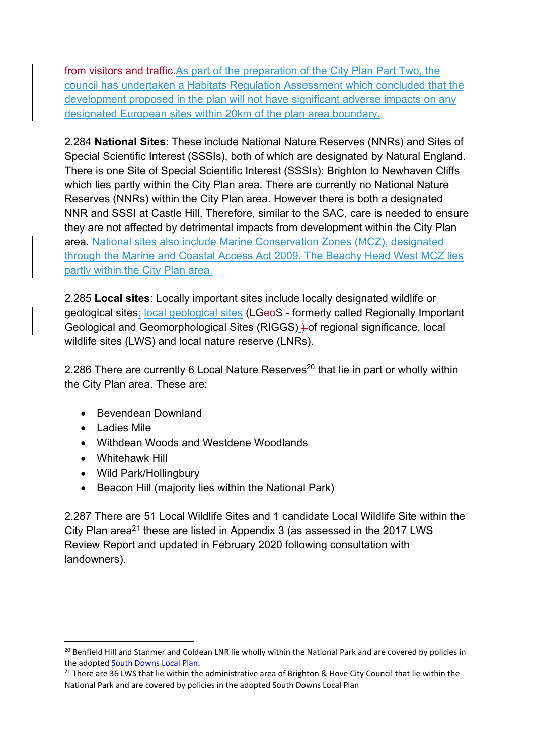from visitors and traffic.As part of the preparation of the City Plan Part Two, the council has undertaken a Habitats Regulation Assessment which concluded that the development proposed in the plan will not have significant adverse impacts on any designated European sites within 20km of the plan area boundary.

2.284 **National Sites**: These include National Nature Reserves (NNRs) and Sites of Special Scientific Interest (SSSIs), both of which are designated by Natural England. There is one Site of Special Scientific Interest (SSSIs): Brighton to Newhaven Cliffs which lies partly within the City Plan area. There are currently no National Nature Reserves (NNRs) within the City Plan area. However there is both a designated NNR and SSSI at Castle Hill. Therefore, similar to the SAC, care is needed to ensure they are not affected by detrimental impacts from development within the City Plan area. National sites also include Marine Conservation Zones (MCZ), designated through the Marine and Coastal Access Act 2009. The Beachy Head West MCZ lies partly within the City Plan area.

2.285 **Local sites**: Locally important sites include locally designated wildlife or geological sites; local geological sites (LGeoS - formerly called Regionally Important Geological and Geomorphological Sites (RIGGS) ) of regional significance, local wildlife sites (LWS) and local nature reserve (LNRs).

2.286 There are currently 6 Local Nature Reserves[20] that lie in part or wholly within the City Plan area. These are:

- Bevendean Downland
- Ladies Mile
- Withdean Woods and Westdene Woodlands
- Whitehawk Hill
- Wild Park/Hollingbury
- Beacon Hill (majority lies within the National Park)

2.287 There are 51 Local Wildlife Sites and 1 candidate Local Wildlife Site within the City Plan area[21] these are listed in Appendix 3 (as assessed in the 2017 LWS Review Report and updated in February 2020 following consultation with landowners).

---

[20] Benfield Hill and Stanmer and Coldean LNR lie wholly within the National Park and are covered by policies in the adopted South Downs Local Plan.

[21] There are 36 LWS that lie within the administrative area of Brighton & Hove City Council that lie within the National Park and are covered by policies in the adopted South Downs Local Plan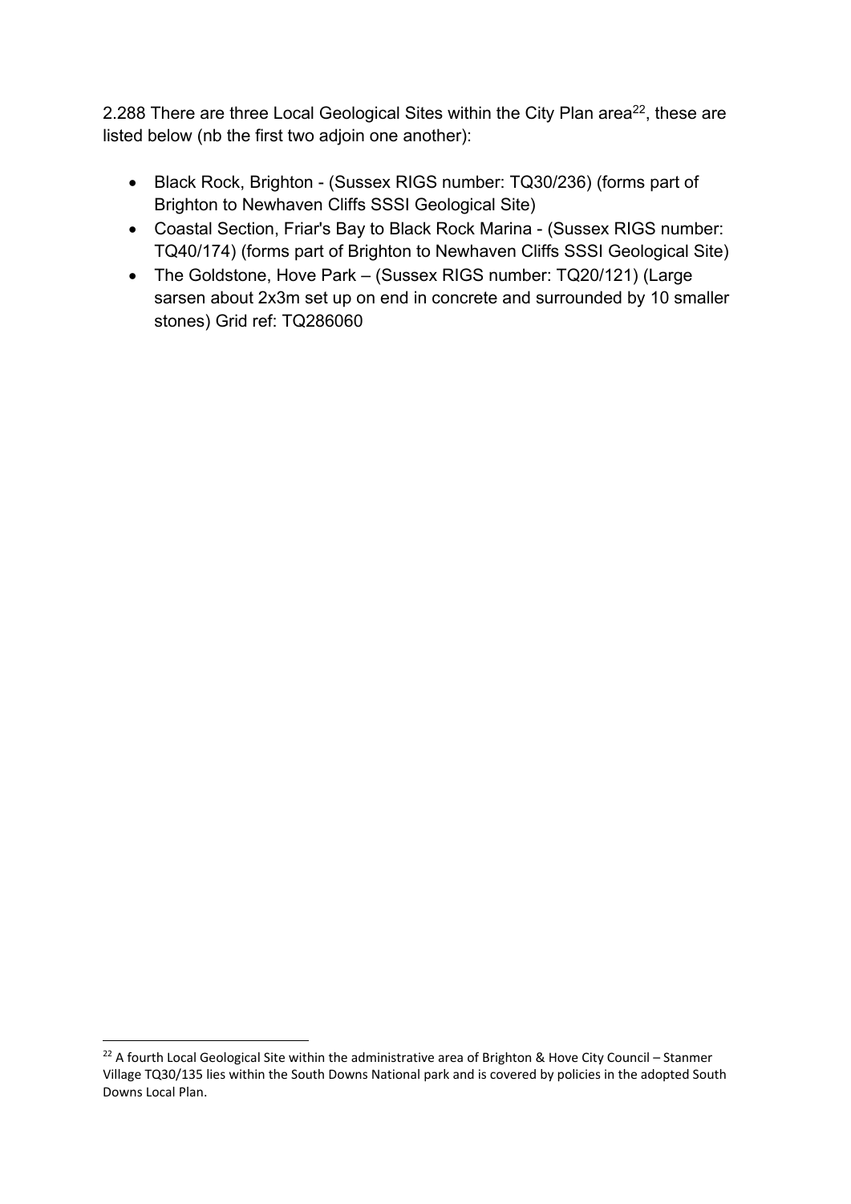2.288 There are three Local Geological Sites within the City Plan area[22], these are listed below (nb the first two adjoin one another):

- Black Rock, Brighton - (Sussex RIGS number: TQ30/236) (forms part of Brighton to Newhaven Cliffs SSSI Geological Site)
- Coastal Section, Friar's Bay to Black Rock Marina - (Sussex RIGS number: TQ40/174) (forms part of Brighton to Newhaven Cliffs SSSI Geological Site)
- The Goldstone, Hove Park – (Sussex RIGS number: TQ20/121) (Large sarsen about 2x3m set up on end in concrete and surrounded by 10 smaller stones) Grid ref: TQ286060

[22] A fourth Local Geological Site within the administrative area of Brighton & Hove City Council – Stanmer Village TQ30/135 lies within the South Downs National park and is covered by policies in the adopted South Downs Local Plan.